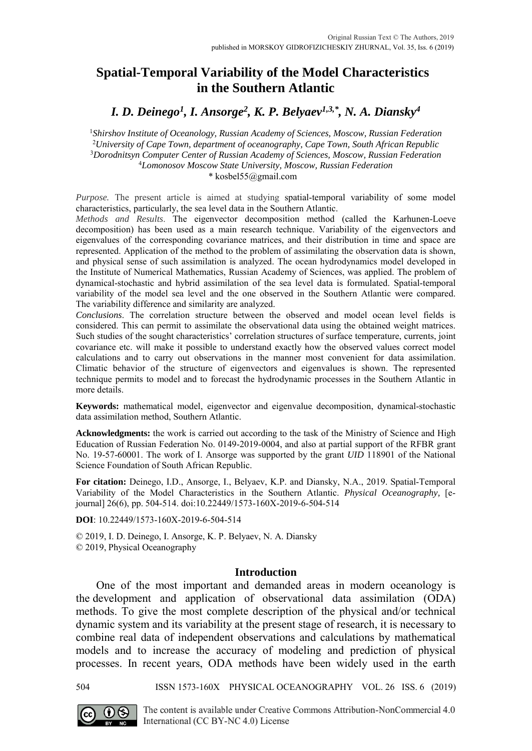Original Russian Text © The Authors, 2019
published in MORSKOY GIDROFIZICHESKIY ZHURNAL, Vol. 35, Iss. 6 (2019)

# Spatial-Temporal Variability of the Model Characteristics in the Southern Atlantic

## *I. D. Deinego[1], I. Ansorge[2], K. P. Belyaev[1,3,*], N. A. Diansky[4]*

[1]*Shirshov Institute of Oceanology, Russian Academy of Sciences, Moscow, Russian Federation*
[2]*University of Cape Town, department of oceanography, Cape Town, South African Republic*
[3]*Dorodnitsyn Computer Center of Russian Academy of Sciences, Moscow, Russian Federation*
[4]*Lomonosov Moscow State University, Moscow, Russian Federation*
* kosbel55@gmail.com

*Purpose.* The present article is aimed at studying spatial-temporal variability of some model characteristics, particularly, the sea level data in the Southern Atlantic.
*Methods and Results.* The eigenvector decomposition method (called the Karhunen-Loeve decomposition) has been used as a main research technique. Variability of the eigenvectors and eigenvalues of the corresponding covariance matrices, and their distribution in time and space are represented. Application of the method to the problem of assimilating the observation data is shown, and physical sense of such assimilation is analyzed. The ocean hydrodynamics model developed in the Institute of Numerical Mathematics, Russian Academy of Sciences, was applied. The problem of dynamical-stochastic and hybrid assimilation of the sea level data is formulated. Spatial-temporal variability of the model sea level and the one observed in the Southern Atlantic were compared. The variability difference and similarity are analyzed.
*Conclusions*. The correlation structure between the observed and model ocean level fields is considered. This can permit to assimilate the observational data using the obtained weight matrices. Such studies of the sought characteristics' correlation structures of surface temperature, currents, joint covariance etc. will make it possible to understand exactly how the observed values correct model calculations and to carry out observations in the manner most convenient for data assimilation. Climatic behavior of the structure of eigenvectors and eigenvalues is shown. The represented technique permits to model and to forecast the hydrodynamic processes in the Southern Atlantic in more details.

**Keywords:** mathematical model, eigenvector and eigenvalue decomposition, dynamical-stochastic data assimilation method, Southern Atlantic.

**Acknowledgments:** the work is carried out according to the task of the Ministry of Science and High Education of Russian Federation No. 0149-2019-0004, and also at partial support of the RFBR grant No. 19-57-60001. The work of I. Ansorge was supported by the grant *UID* 118901 of the National Science Foundation of South African Republic.

**For citation:** Deinego, I.D., Ansorge, I., Belyaev, K.P. and Diansky, N.A., 2019. Spatial-Temporal Variability of the Model Characteristics in the Southern Atlantic. *Physical Oceanography,* [e-journal] 26(6), pp. 504-514. doi:10.22449/1573-160X-2019-6-504-514

**DOI**: 10.22449/1573-160X-2019-6-504-514

© 2019, I. D. Deinego, I. Ansorge, K. P. Belyaev, N. A. Diansky
© 2019, Physical Oceanography

## Introduction

One of the most important and demanded areas in modern oceanology is the development and application of observational data assimilation (ODA) methods. To give the most complete description of the physical and/or technical dynamic system and its variability at the present stage of research, it is necessary to combine real data of independent observations and calculations by mathematical models and to increase the accuracy of modeling and prediction of physical processes. In recent years, ODA methods have been widely used in the earth

The content is available under Creative Commons Attribution-NonCommercial 4.0 International (CC BY-NC 4.0) License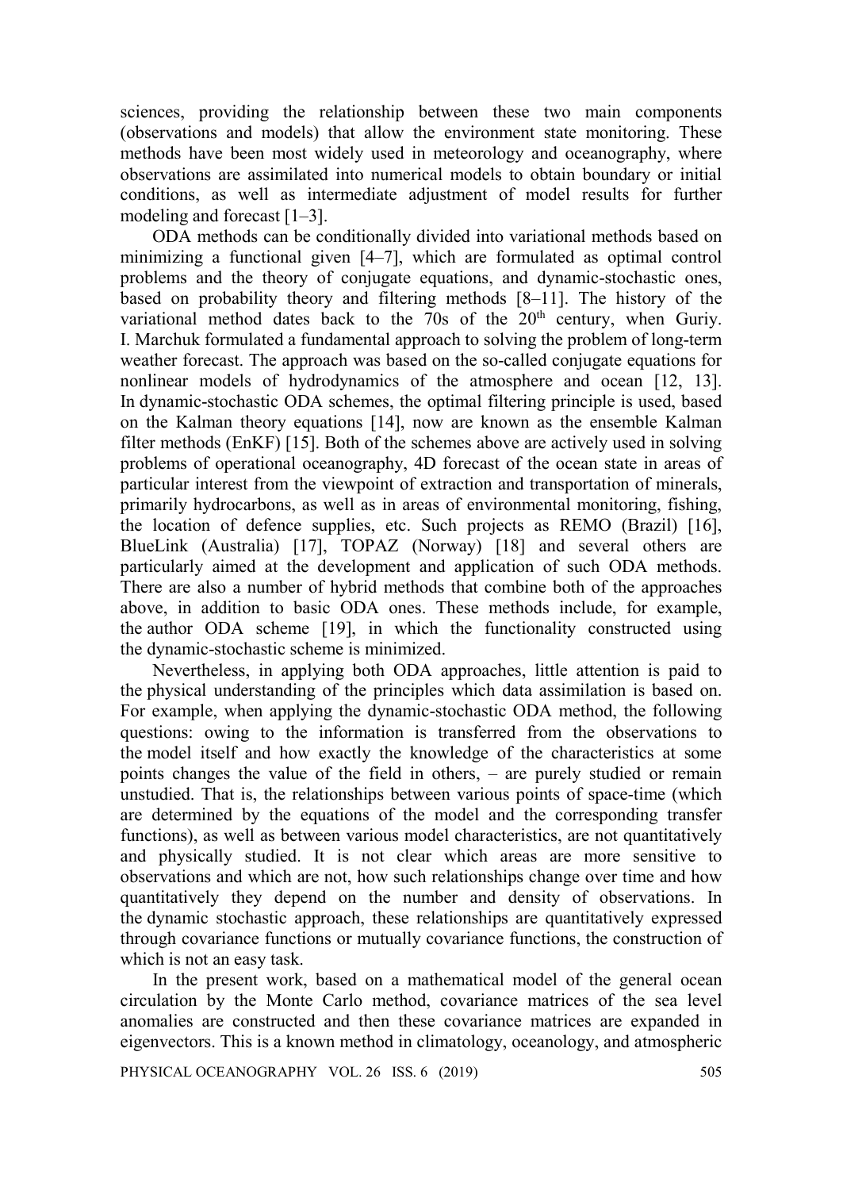sciences, providing the relationship between these two main components (observations and models) that allow the environment state monitoring. These methods have been most widely used in meteorology and oceanography, where observations are assimilated into numerical models to obtain boundary or initial conditions, as well as intermediate adjustment of model results for further modeling and forecast [1–3].

ODA methods can be conditionally divided into variational methods based on minimizing a functional given [4–7], which are formulated as optimal control problems and the theory of conjugate equations, and dynamic-stochastic ones, based on probability theory and filtering methods [8–11]. The history of the variational method dates back to the 70s of the 20th century, when Guriy. I. Marchuk formulated a fundamental approach to solving the problem of long-term weather forecast. The approach was based on the so-called conjugate equations for nonlinear models of hydrodynamics of the atmosphere and ocean [12, 13]. In dynamic-stochastic ODA schemes, the optimal filtering principle is used, based on the Kalman theory equations [14], now are known as the ensemble Kalman filter methods (EnKF) [15]. Both of the schemes above are actively used in solving problems of operational oceanography, 4D forecast of the ocean state in areas of particular interest from the viewpoint of extraction and transportation of minerals, primarily hydrocarbons, as well as in areas of environmental monitoring, fishing, the location of defence supplies, etc. Such projects as REMO (Brazil) [16], BlueLink (Australia) [17], TOPAZ (Norway) [18] and several others are particularly aimed at the development and application of such ODA methods. There are also a number of hybrid methods that combine both of the approaches above, in addition to basic ODA ones. These methods include, for example, the author ODA scheme [19], in which the functionality constructed using the dynamic-stochastic scheme is minimized.

Nevertheless, in applying both ODA approaches, little attention is paid to the physical understanding of the principles which data assimilation is based on. For example, when applying the dynamic-stochastic ODA method, the following questions: owing to the information is transferred from the observations to the model itself and how exactly the knowledge of the characteristics at some points changes the value of the field in others, – are purely studied or remain unstudied. That is, the relationships between various points of space-time (which are determined by the equations of the model and the corresponding transfer functions), as well as between various model characteristics, are not quantitatively and physically studied. It is not clear which areas are more sensitive to observations and which are not, how such relationships change over time and how quantitatively they depend on the number and density of observations. In the dynamic stochastic approach, these relationships are quantitatively expressed through covariance functions or mutually covariance functions, the construction of which is not an easy task.

In the present work, based on a mathematical model of the general ocean circulation by the Monte Carlo method, covariance matrices of the sea level anomalies are constructed and then these covariance matrices are expanded in eigenvectors. This is a known method in climatology, oceanology, and atmospheric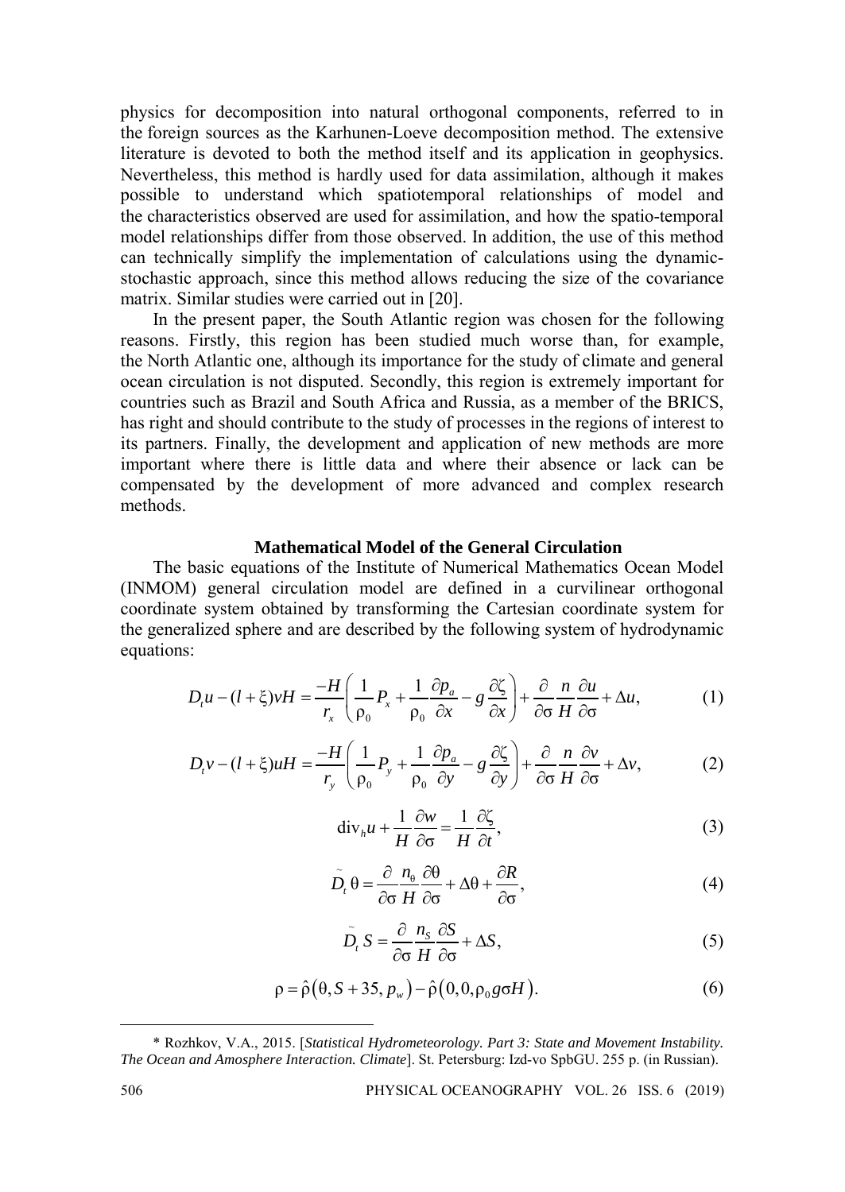physics for decomposition into natural orthogonal components, referred to in the foreign sources as the Karhunen-Loeve decomposition method. The extensive literature is devoted to both the method itself and its application in geophysics. Nevertheless, this method is hardly used for data assimilation, although it makes possible to understand which spatiotemporal relationships of model and the characteristics observed are used for assimilation, and how the spatio-temporal model relationships differ from those observed. In addition, the use of this method can technically simplify the implementation of calculations using the dynamic-stochastic approach, since this method allows reducing the size of the covariance matrix. Similar studies were carried out in [20].

In the present paper, the South Atlantic region was chosen for the following reasons. Firstly, this region has been studied much worse than, for example, the North Atlantic one, although its importance for the study of climate and general ocean circulation is not disputed. Secondly, this region is extremely important for countries such as Brazil and South Africa and Russia, as a member of the BRICS, has right and should contribute to the study of processes in the regions of interest to its partners. Finally, the development and application of new methods are more important where there is little data and where their absence or lack can be compensated by the development of more advanced and complex research methods.

## Mathematical Model of the General Circulation

The basic equations of the Institute of Numerical Mathematics Ocean Model (INMOM) general circulation model are defined in a curvilinear orthogonal coordinate system obtained by transforming the Cartesian coordinate system for the generalized sphere and are described by the following system of hydrodynamic equations:

$$D_t u - (l+\xi)vH = \frac{-H}{r_x}\left(\frac{1}{\rho_0}P_x + \frac{1}{\rho_0}\frac{\partial p_a}{\partial x} - g\frac{\partial \zeta}{\partial x}\right) + \frac{\partial}{\partial \sigma}\frac{n}{H}\frac{\partial u}{\partial \sigma} + \Delta u, \tag{1}$$

$$D_t v - (l+\xi)uH = \frac{-H}{r_y}\left(\frac{1}{\rho_0}P_y + \frac{1}{\rho_0}\frac{\partial p_a}{\partial y} - g\frac{\partial \zeta}{\partial y}\right) + \frac{\partial}{\partial \sigma}\frac{n}{H}\frac{\partial v}{\partial \sigma} + \Delta v, \tag{2}$$

$$\mathrm{div}_h u + \frac{1}{H}\frac{\partial w}{\partial \sigma} = \frac{1}{H}\frac{\partial \zeta}{\partial t}, \tag{3}$$

$$\tilde{D}_t \theta = \frac{\partial}{\partial \sigma}\frac{n_\theta}{H}\frac{\partial \theta}{\partial \sigma} + \Delta\theta + \frac{\partial R}{\partial \sigma}, \tag{4}$$

$$\tilde{D}_t S = \frac{\partial}{\partial \sigma}\frac{n_S}{H}\frac{\partial S}{\partial \sigma} + \Delta S, \tag{5}$$

$$\rho = \hat{\rho}\left(\theta, S+35, p_w\right) - \hat{\rho}\left(0, 0, \rho_0 g \sigma H\right). \tag{6}$$

\* Rozhkov, V.A., 2015. [*Statistical Hydrometeorology. Part 3: State and Movement Instability. The Ocean and Amosphere Interaction. Climate*]. St. Petersburg: Izd-vo SpbGU. 255 p. (in Russian).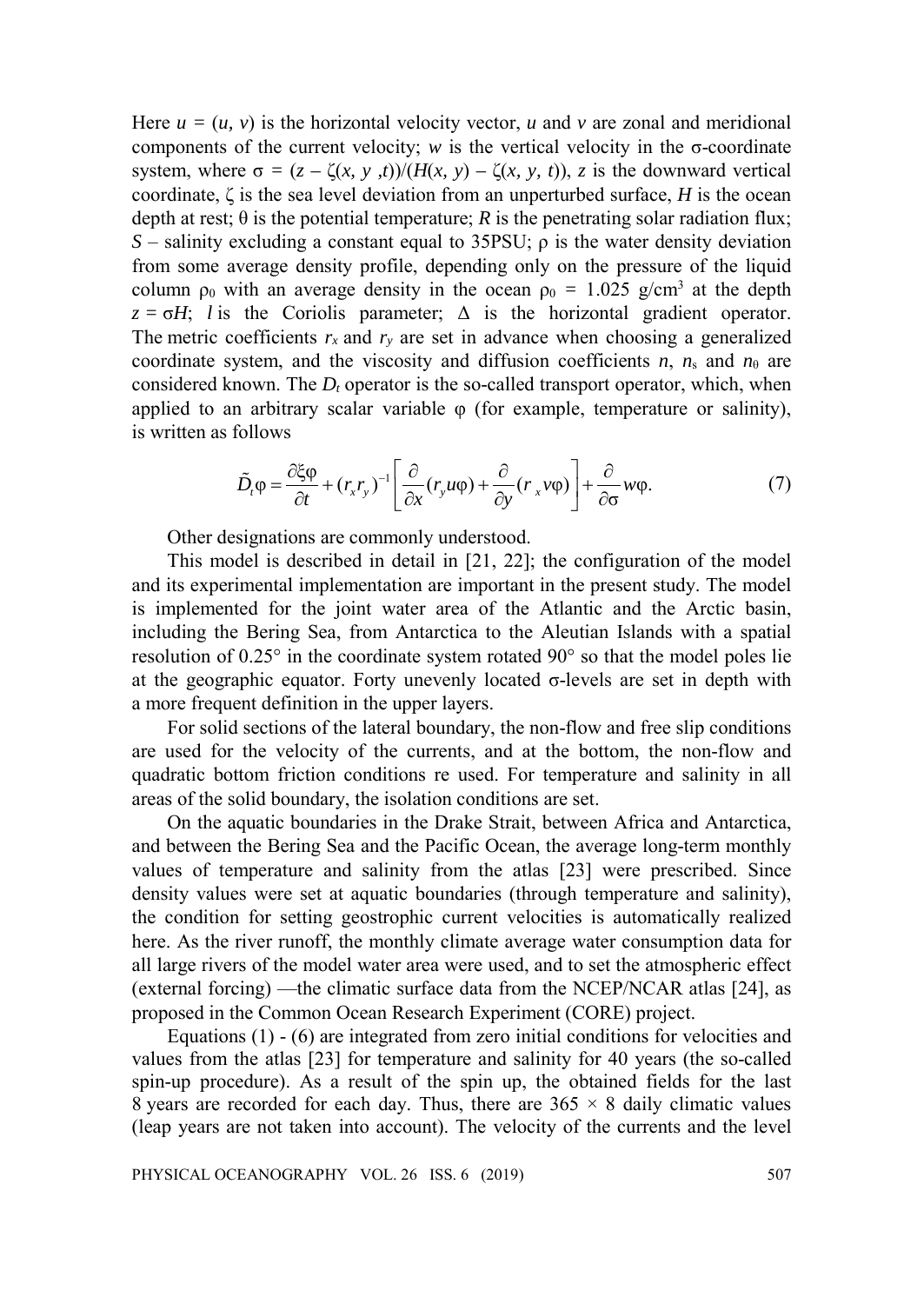Here $u = (u, v)$ is the horizontal velocity vector, $u$ and $v$ are zonal and meridional components of the current velocity; $w$ is the vertical velocity in the σ-coordinate system, where $\sigma = (z - \zeta(x, y, t))/(H(x, y) - \zeta(x, y, t))$, $z$ is the downward vertical coordinate, $\zeta$ is the sea level deviation from an unperturbed surface, $H$ is the ocean depth at rest; $\theta$ is the potential temperature; $R$ is the penetrating solar radiation flux; $S$ – salinity excluding a constant equal to 35PSU; $\rho$ is the water density deviation from some average density profile, depending only on the pressure of the liquid column $\rho_0$ with an average density in the ocean $\rho_0 = 1.025$ g/cm$^3$ at the depth $z = \sigma H$; $l$ is the Coriolis parameter; $\Delta$ is the horizontal gradient operator. The metric coefficients $r_x$ and $r_y$ are set in advance when choosing a generalized coordinate system, and the viscosity and diffusion coefficients $n$, $n_s$ and $n_\theta$ are considered known. The $D_t$ operator is the so-called transport operator, which, when applied to an arbitrary scalar variable $\varphi$ (for example, temperature or salinity), is written as follows

$$\tilde{D}_t\varphi = \frac{\partial \xi\varphi}{\partial t} + (r_x r_y)^{-1}\left[\frac{\partial}{\partial x}(r_y u\varphi) + \frac{\partial}{\partial y}(r_x v\varphi)\right] + \frac{\partial}{\partial \sigma}w\varphi. \quad (7)$$

Other designations are commonly understood.

This model is described in detail in [21, 22]; the configuration of the model and its experimental implementation are important in the present study. The model is implemented for the joint water area of the Atlantic and the Arctic basin, including the Bering Sea, from Antarctica to the Aleutian Islands with a spatial resolution of 0.25° in the coordinate system rotated 90° so that the model poles lie at the geographic equator. Forty unevenly located σ-levels are set in depth with a more frequent definition in the upper layers.

For solid sections of the lateral boundary, the non-flow and free slip conditions are used for the velocity of the currents, and at the bottom, the non-flow and quadratic bottom friction conditions re used. For temperature and salinity in all areas of the solid boundary, the isolation conditions are set.

On the aquatic boundaries in the Drake Strait, between Africa and Antarctica, and between the Bering Sea and the Pacific Ocean, the average long-term monthly values of temperature and salinity from the atlas [23] were prescribed. Since density values were set at aquatic boundaries (through temperature and salinity), the condition for setting geostrophic current velocities is automatically realized here. As the river runoff, the monthly climate average water consumption data for all large rivers of the model water area were used, and to set the atmospheric effect (external forcing) —the climatic surface data from the NCEP/NCAR atlas [24], as proposed in the Common Ocean Research Experiment (CORE) project.

Equations (1) - (6) are integrated from zero initial conditions for velocities and values from the atlas [23] for temperature and salinity for 40 years (the so-called spin-up procedure). As a result of the spin up, the obtained fields for the last 8 years are recorded for each day. Thus, there are $365 \times 8$ daily climatic values (leap years are not taken into account). The velocity of the currents and the level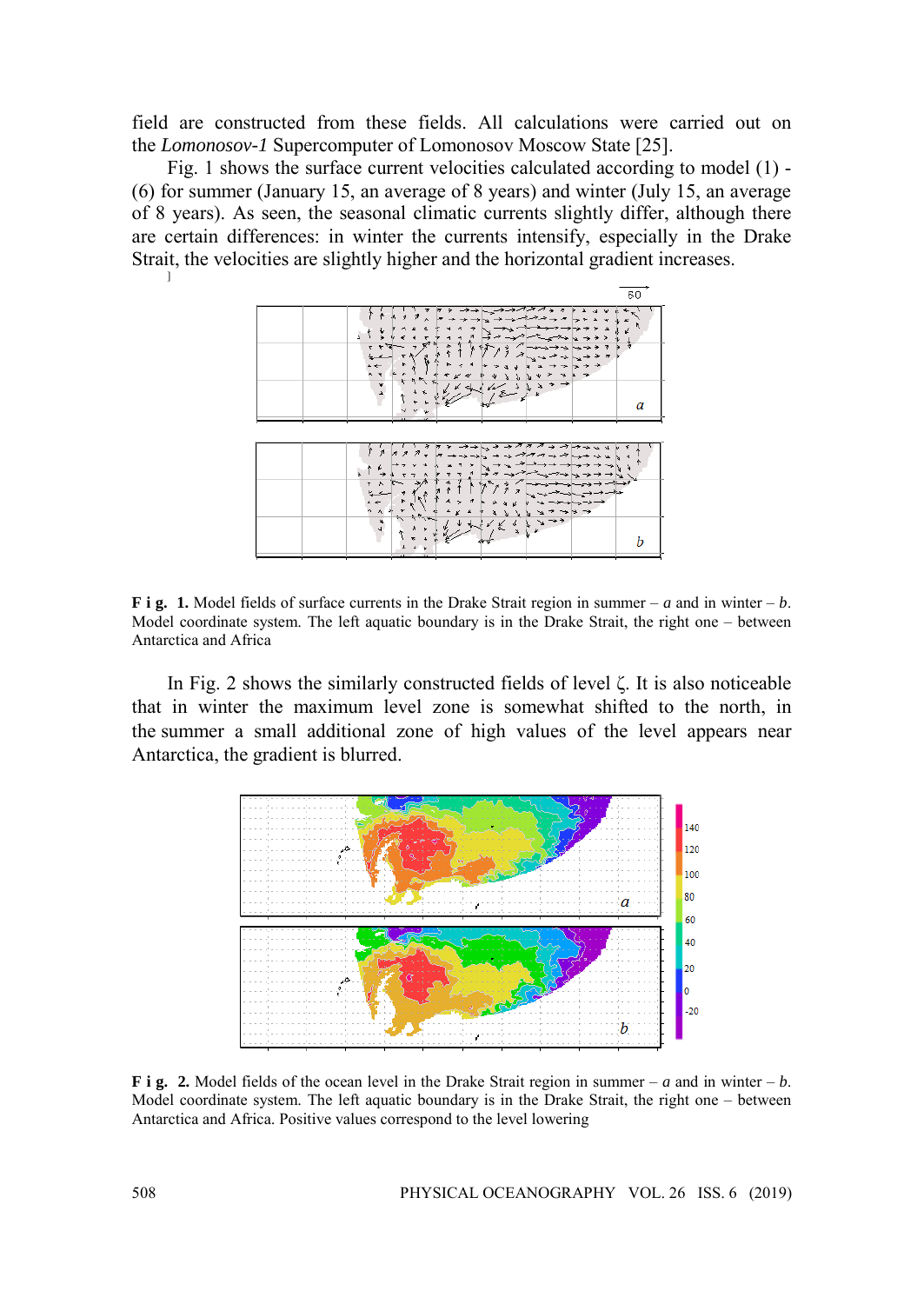field are constructed from these fields. All calculations were carried out on the *Lomonosov-1* Supercomputer of Lomonosov Moscow State [25].

Fig. 1 shows the surface current velocities calculated according to model (1) - (6) for summer (January 15, an average of 8 years) and winter (July 15, an average of 8 years). As seen, the seasonal climatic currents slightly differ, although there are certain differences: in winter the currents intensify, especially in the Drake Strait, the velocities are slightly higher and the horizontal gradient increases.

**F i g. 1.** Model fields of surface currents in the Drake Strait region in summer – *a* and in winter – *b*. Model coordinate system. The left aquatic boundary is in the Drake Strait, the right one – between Antarctica and Africa

In Fig. 2 shows the similarly constructed fields of level $\zeta$. It is also noticeable that in winter the maximum level zone is somewhat shifted to the north, in the summer a small additional zone of high values of the level appears near Antarctica, the gradient is blurred.

**F i g. 2.** Model fields of the ocean level in the Drake Strait region in summer – *a* and in winter – *b*. Model coordinate system. The left aquatic boundary is in the Drake Strait, the right one – between Antarctica and Africa. Positive values correspond to the level lowering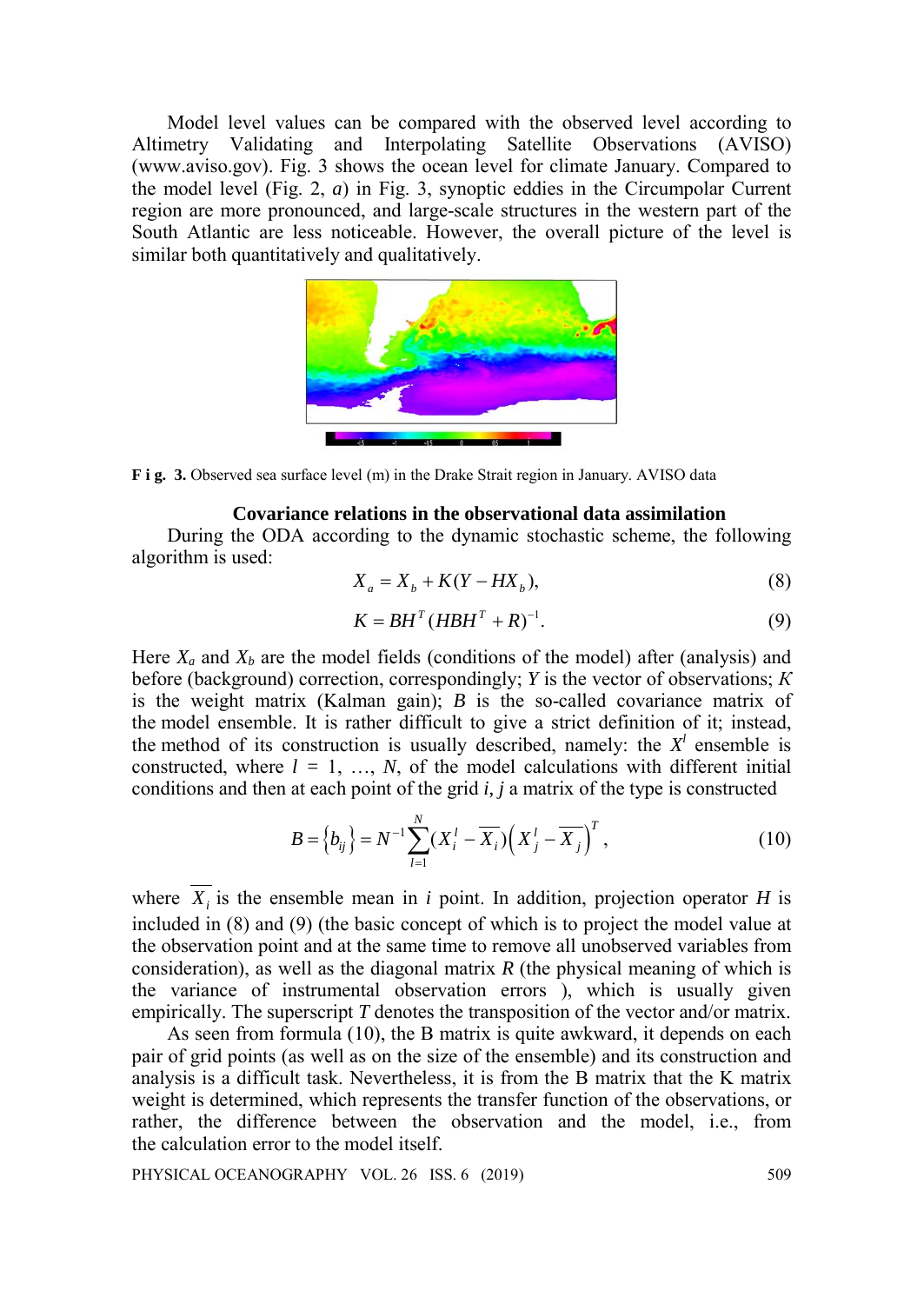Model level values can be compared with the observed level according to Altimetry Validating and Interpolating Satellite Observations (AVISO) (www.aviso.gov). Fig. 3 shows the ocean level for climate January. Compared to the model level (Fig. 2, *a*) in Fig. 3, synoptic eddies in the Circumpolar Current region are more pronounced, and large-scale structures in the western part of the South Atlantic are less noticeable. However, the overall picture of the level is similar both quantitatively and qualitatively.

**F i g. 3.** Observed sea surface level (m) in the Drake Strait region in January. AVISO data

### Covariance relations in the observational data assimilation

During the ODA according to the dynamic stochastic scheme, the following algorithm is used:

$$X_a = X_b + K(Y - HX_b), \tag{8}$$

$$K = BH^T(HBH^T + R)^{-1}. \tag{9}$$

Here $X_a$ and $X_b$ are the model fields (conditions of the model) after (analysis) and before (background) correction, correspondingly; $Y$ is the vector of observations; $K$ is the weight matrix (Kalman gain); $B$ is the so-called covariance matrix of the model ensemble. It is rather difficult to give a strict definition of it; instead, the method of its construction is usually described, namely: the $X^l$ ensemble is constructed, where $l$ = 1, …, $N$, of the model calculations with different initial conditions and then at each point of the grid $i, j$ a matrix of the type is constructed

$$B = \{b_{ij}\} = N^{-1}\sum_{l=1}^{N}(X_i^l - \overline{X_i})\left(X_j^l - \overline{X_j}\right)^T, \tag{10}$$

where $\overline{X_i}$ is the ensemble mean in $i$ point. In addition, projection operator $H$ is included in (8) and (9) (the basic concept of which is to project the model value at the observation point and at the same time to remove all unobserved variables from consideration), as well as the diagonal matrix $R$ (the physical meaning of which is the variance of instrumental observation errors ), which is usually given empirically. The superscript $T$ denotes the transposition of the vector and/or matrix.

As seen from formula (10), the B matrix is quite awkward, it depends on each pair of grid points (as well as on the size of the ensemble) and its construction and analysis is a difficult task. Nevertheless, it is from the B matrix that the K matrix weight is determined, which represents the transfer function of the observations, or rather, the difference between the observation and the model, i.e., from the calculation error to the model itself.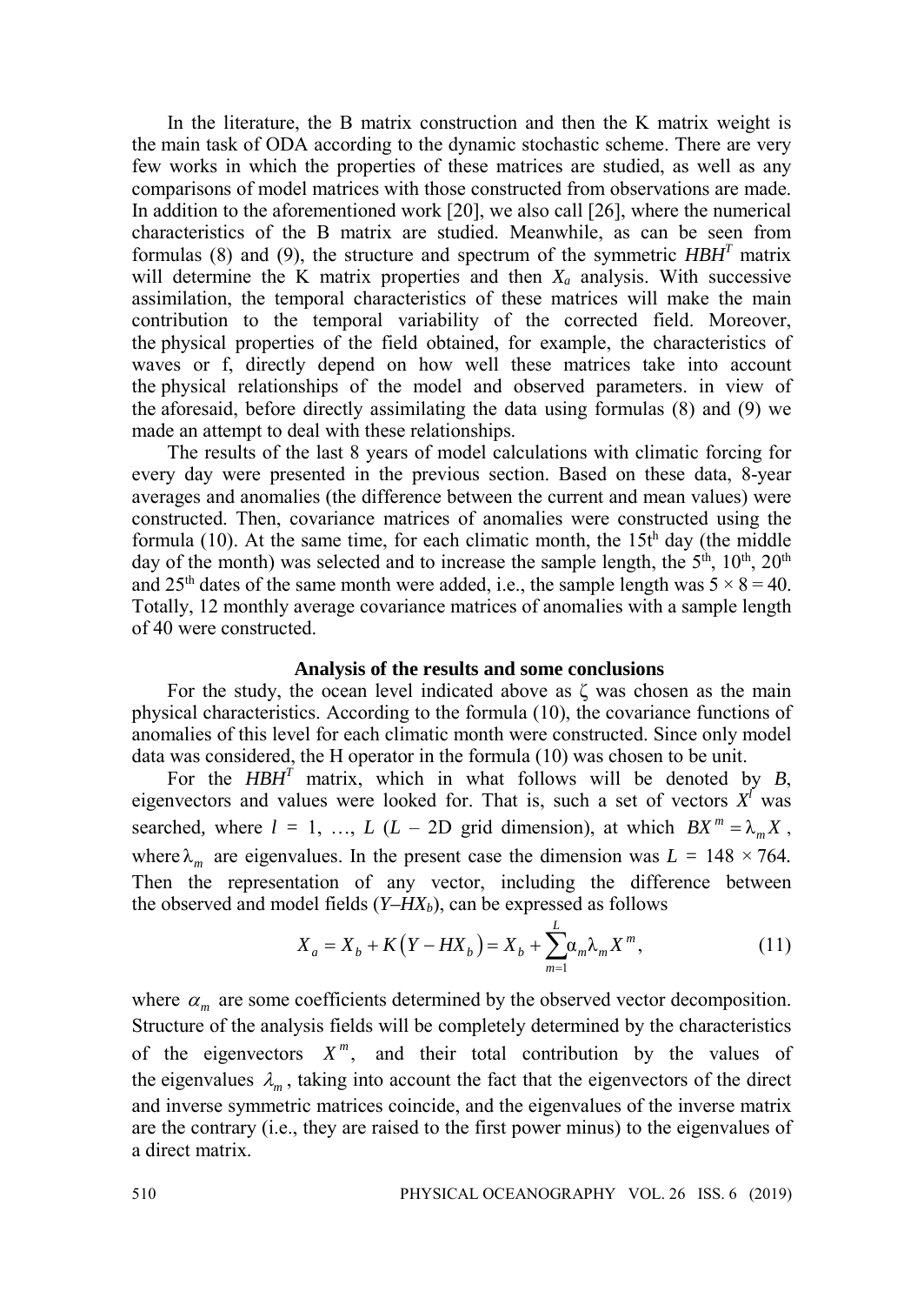In the literature, the B matrix construction and then the K matrix weight is the main task of ODA according to the dynamic stochastic scheme. There are very few works in which the properties of these matrices are studied, as well as any comparisons of model matrices with those constructed from observations are made. In addition to the aforementioned work [20], we also call [26], where the numerical characteristics of the B matrix are studied. Meanwhile, as can be seen from formulas (8) and (9), the structure and spectrum of the symmetric $HBH^T$ matrix will determine the K matrix properties and then $X_a$ analysis. With successive assimilation, the temporal characteristics of these matrices will make the main contribution to the temporal variability of the corrected field. Moreover, the physical properties of the field obtained, for example, the characteristics of waves or f, directly depend on how well these matrices take into account the physical relationships of the model and observed parameters. in view of the aforesaid, before directly assimilating the data using formulas (8) and (9) we made an attempt to deal with these relationships.

The results of the last 8 years of model calculations with climatic forcing for every day were presented in the previous section. Based on these data, 8-year averages and anomalies (the difference between the current and mean values) were constructed. Then, covariance matrices of anomalies were constructed using the formula (10). At the same time, for each climatic month, the 15th day (the middle day of the month) was selected and to increase the sample length, the 5th, 10th, 20th and 25th dates of the same month were added, i.e., the sample length was $5 \times 8 = 40$. Totally, 12 monthly average covariance matrices of anomalies with a sample length of 40 were constructed.

## Analysis of the results and some conclusions

For the study, the ocean level indicated above as $\zeta$ was chosen as the main physical characteristics. According to the formula (10), the covariance functions of anomalies of this level for each climatic month were constructed. Since only model data was considered, the H operator in the formula (10) was chosen to be unit.

For the $HBH^T$ matrix, which in what follows will be denoted by $B$, eigenvectors and values were looked for. That is, such a set of vectors $X^l$ was searched, where $l = 1, \ldots, L$ ($L$ – 2D grid dimension), at which $BX^m = \lambda_m X$, where $\lambda_m$ are eigenvalues. In the present case the dimension was $L = 148 \times 764$. Then the representation of any vector, including the difference between the observed and model fields ($Y–HX_b$), can be expressed as follows

$$X_a = X_b + K\left(Y - HX_b\right) = X_b + \sum_{m=1}^{L} \alpha_m \lambda_m X^m, \tag{11}$$

where $\alpha_m$ are some coefficients determined by the observed vector decomposition. Structure of the analysis fields will be completely determined by the characteristics of the eigenvectors $X^m$, and their total contribution by the values of the eigenvalues $\lambda_m$, taking into account the fact that the eigenvectors of the direct and inverse symmetric matrices coincide, and the eigenvalues of the inverse matrix are the contrary (i.e., they are raised to the first power minus) to the eigenvalues of a direct matrix.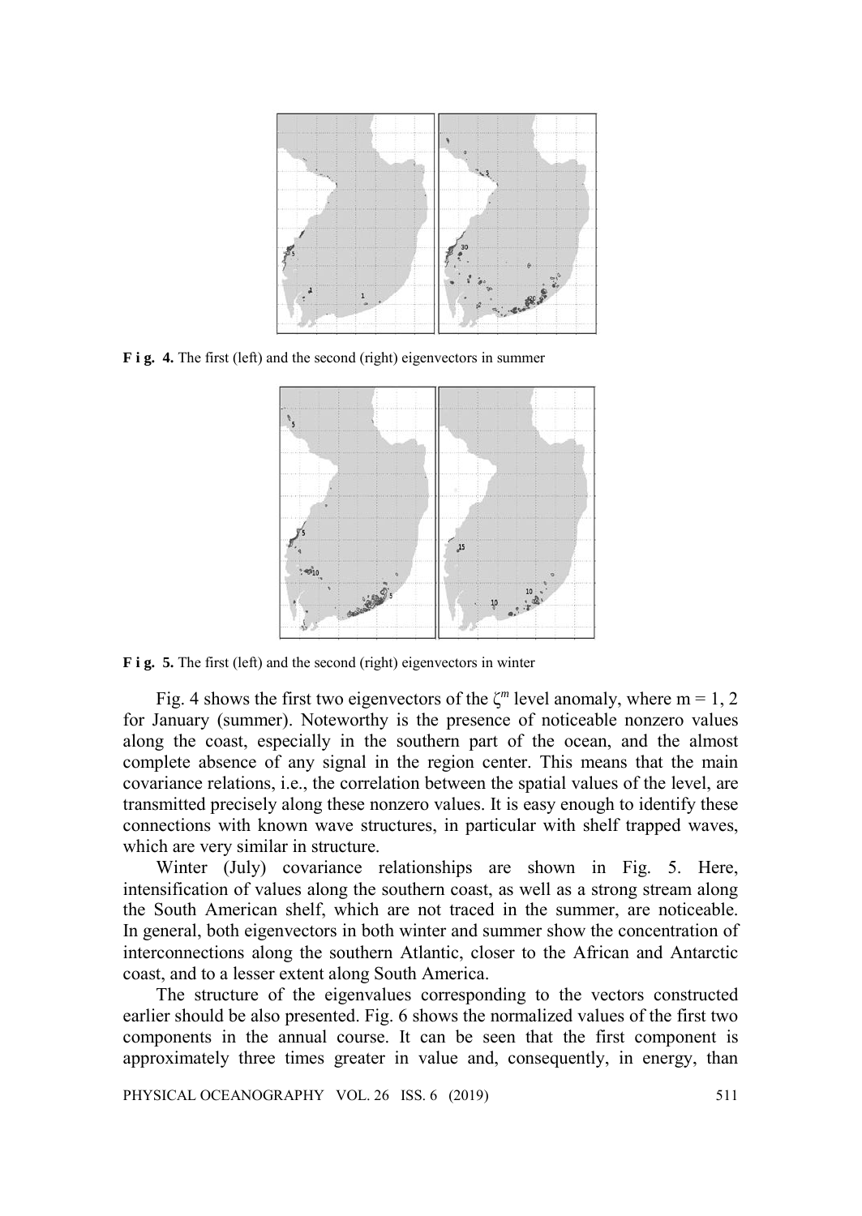**F i g. 4.** The first (left) and the second (right) eigenvectors in summer

**F i g. 5.** The first (left) and the second (right) eigenvectors in winter

Fig. 4 shows the first two eigenvectors of the $\zeta^m$ level anomaly, where m = 1, 2 for January (summer). Noteworthy is the presence of noticeable nonzero values along the coast, especially in the southern part of the ocean, and the almost complete absence of any signal in the region center. This means that the main covariance relations, i.e., the correlation between the spatial values of the level, are transmitted precisely along these nonzero values. It is easy enough to identify these connections with known wave structures, in particular with shelf trapped waves, which are very similar in structure.

Winter (July) covariance relationships are shown in Fig. 5. Here, intensification of values along the southern coast, as well as a strong stream along the South American shelf, which are not traced in the summer, are noticeable. In general, both eigenvectors in both winter and summer show the concentration of interconnections along the southern Atlantic, closer to the African and Antarctic coast, and to a lesser extent along South America.

The structure of the eigenvalues corresponding to the vectors constructed earlier should be also presented. Fig. 6 shows the normalized values of the first two components in the annual course. It can be seen that the first component is approximately three times greater in value and, consequently, in energy, than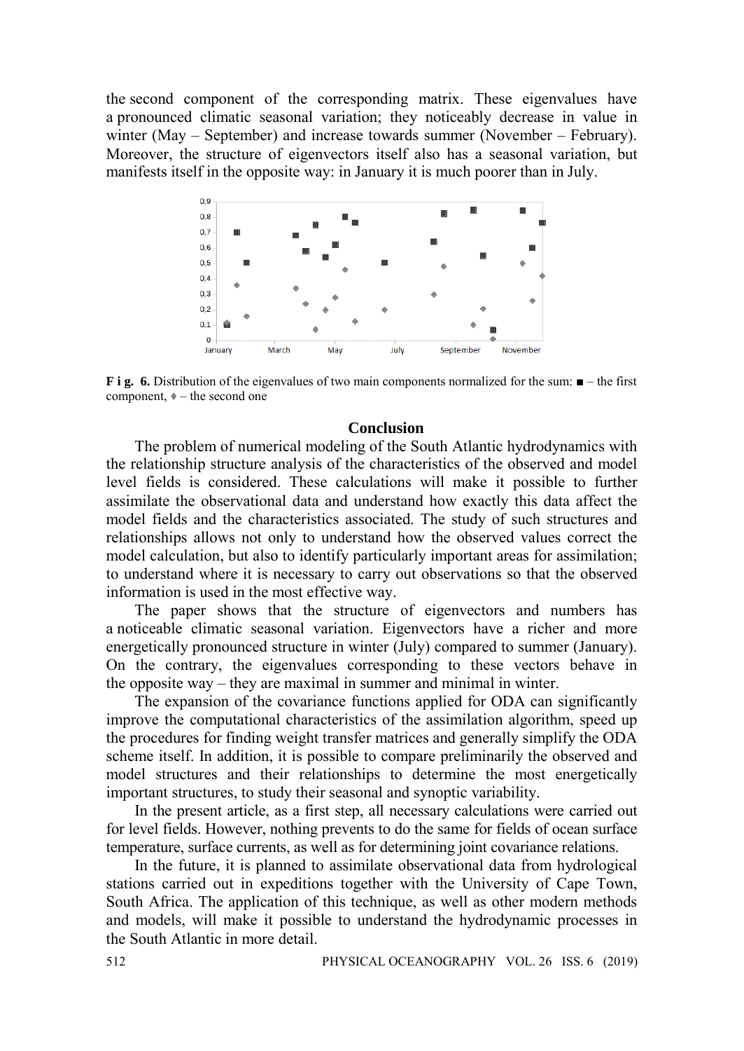the second component of the corresponding matrix. These eigenvalues have a pronounced climatic seasonal variation; they noticeably decrease in value in winter (May – September) and increase towards summer (November – February). Moreover, the structure of eigenvectors itself also has a seasonal variation, but manifests itself in the opposite way: in January it is much poorer than in July.

**F i g. 6.** Distribution of the eigenvalues of two main components normalized for the sum: ■ – the first component, ♦ – the second one

## Conclusion

The problem of numerical modeling of the South Atlantic hydrodynamics with the relationship structure analysis of the characteristics of the observed and model level fields is considered. These calculations will make it possible to further assimilate the observational data and understand how exactly this data affect the model fields and the characteristics associated. The study of such structures and relationships allows not only to understand how the observed values correct the model calculation, but also to identify particularly important areas for assimilation; to understand where it is necessary to carry out observations so that the observed information is used in the most effective way.

The paper shows that the structure of eigenvectors and numbers has a noticeable climatic seasonal variation. Eigenvectors have a richer and more energetically pronounced structure in winter (July) compared to summer (January). On the contrary, the eigenvalues corresponding to these vectors behave in the opposite way – they are maximal in summer and minimal in winter.

The expansion of the covariance functions applied for ODA can significantly improve the computational characteristics of the assimilation algorithm, speed up the procedures for finding weight transfer matrices and generally simplify the ODA scheme itself. In addition, it is possible to compare preliminarily the observed and model structures and their relationships to determine the most energetically important structures, to study their seasonal and synoptic variability.

In the present article, as a first step, all necessary calculations were carried out for level fields. However, nothing prevents to do the same for fields of ocean surface temperature, surface currents, as well as for determining joint covariance relations.

In the future, it is planned to assimilate observational data from hydrological stations carried out in expeditions together with the University of Cape Town, South Africa. The application of this technique, as well as other modern methods and models, will make it possible to understand the hydrodynamic processes in the South Atlantic in more detail.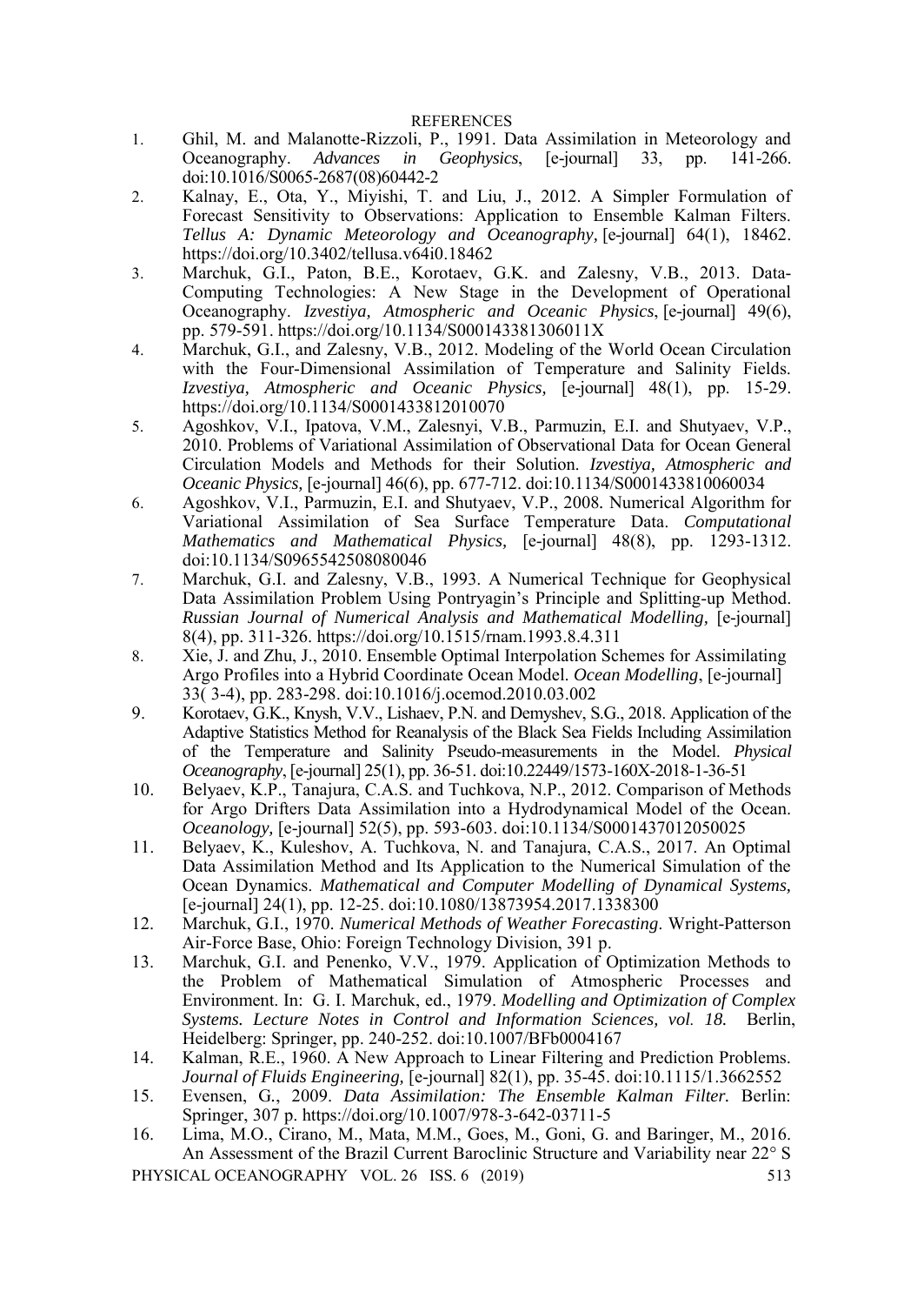REFERENCES

1. Ghil, M. and Malanotte-Rizzoli, P., 1991. Data Assimilation in Meteorology and Oceanography. *Advances in Geophysics*, [e-journal] 33, pp. 141-266. doi:10.1016/S0065-2687(08)60442-2
2. Kalnay, E., Ota, Y., Miyishi, T. and Liu, J., 2012. A Simpler Formulation of Forecast Sensitivity to Observations: Application to Ensemble Kalman Filters. *Tellus A: Dynamic Meteorology and Oceanography,* [e-journal] 64(1), 18462. https://doi.org/10.3402/tellusa.v64i0.18462
3. Marchuk, G.I., Paton, B.E., Korotaev, G.K. and Zalesny, V.B., 2013. Data-Computing Technologies: A New Stage in the Development of Operational Oceanography. *Izvestiya, Atmospheric and Oceanic Physics*, [e-journal] 49(6), pp. 579-591. https://doi.org/10.1134/S000143381306011X
4. Marchuk, G.I., and Zalesny, V.B., 2012. Modeling of the World Ocean Circulation with the Four-Dimensional Assimilation of Temperature and Salinity Fields. *Izvestiya, Atmospheric and Oceanic Physics,* [e-journal] 48(1), pp. 15-29. https://doi.org/10.1134/S0001433812010070
5. Agoshkov, V.I., Ipatova, V.M., Zalesnyi, V.B., Parmuzin, E.I. and Shutyaev, V.P., 2010. Problems of Variational Assimilation of Observational Data for Ocean General Circulation Models and Methods for their Solution. *Izvestiya, Atmospheric and Oceanic Physics,* [e-journal] 46(6), pp. 677-712. doi:10.1134/S0001433810060034
6. Agoshkov, V.I., Parmuzin, E.I. and Shutyaev, V.P., 2008. Numerical Algorithm for Variational Assimilation of Sea Surface Temperature Data. *Computational Mathematics and Mathematical Physics,* [e-journal] 48(8), pp. 1293-1312. doi:10.1134/S0965542508080046
7. Marchuk, G.I. and Zalesny, V.B., 1993. A Numerical Technique for Geophysical Data Assimilation Problem Using Pontryagin's Principle and Splitting-up Method. *Russian Journal of Numerical Analysis and Mathematical Modelling,* [e-journal] 8(4), pp. 311-326. https://doi.org/10.1515/rnam.1993.8.4.311
8. Xie, J. and Zhu, J., 2010. Ensemble Optimal Interpolation Schemes for Assimilating Argo Profiles into a Hybrid Coordinate Ocean Model. *Ocean Modelling*, [e-journal] 33( 3-4), pp. 283-298. doi:10.1016/j.ocemod.2010.03.002
9. Korotaev, G.K., Knysh, V.V., Lishaev, P.N. and Demyshev, S.G., 2018. Application of the Adaptive Statistics Method for Reanalysis of the Black Sea Fields Including Assimilation of the Temperature and Salinity Pseudo-measurements in the Model. *Physical Oceanography*, [e-journal] 25(1), pp. 36-51. doi:10.22449/1573-160X-2018-1-36-51
10. Belyaev, K.P., Tanajura, C.A.S. and Tuchkova, N.P., 2012. Comparison of Methods for Argo Drifters Data Assimilation into a Hydrodynamical Model of the Ocean. *Oceanology,* [e-journal] 52(5), pp. 593-603. doi:10.1134/S0001437012050025
11. Belyaev, K., Kuleshov, A. Tuchkova, N. and Tanajura, C.A.S., 2017. An Optimal Data Assimilation Method and Its Application to the Numerical Simulation of the Ocean Dynamics. *Mathematical and Computer Modelling of Dynamical Systems,* [e-journal] 24(1), pp. 12-25. doi:10.1080/13873954.2017.1338300
12. Marchuk, G.I., 1970. *Numerical Methods of Weather Forecasting*. Wright-Patterson Air-Force Base, Ohio: Foreign Technology Division, 391 p.
13. Marchuk, G.I. and Penenko, V.V., 1979. Application of Optimization Methods to the Problem of Mathematical Simulation of Atmospheric Processes and Environment. In: G. I. Marchuk, ed., 1979. *Modelling and Optimization of Complex Systems. Lecture Notes in Control and Information Sciences, vol. 18.* Berlin, Heidelberg: Springer, pp. 240-252. doi:10.1007/BFb0004167
14. Kalman, R.E., 1960. A New Approach to Linear Filtering and Prediction Problems. *Journal of Fluids Engineering,* [e-journal] 82(1), pp. 35-45. doi:10.1115/1.3662552
15. Evensen, G., 2009. *Data Assimilation: The Ensemble Kalman Filter.* Berlin: Springer, 307 p. https://doi.org/10.1007/978-3-642-03711-5
16. Lima, M.O., Cirano, M., Mata, M.M., Goes, M., Goni, G. and Baringer, M., 2016. An Assessment of the Brazil Current Baroclinic Structure and Variability near 22° S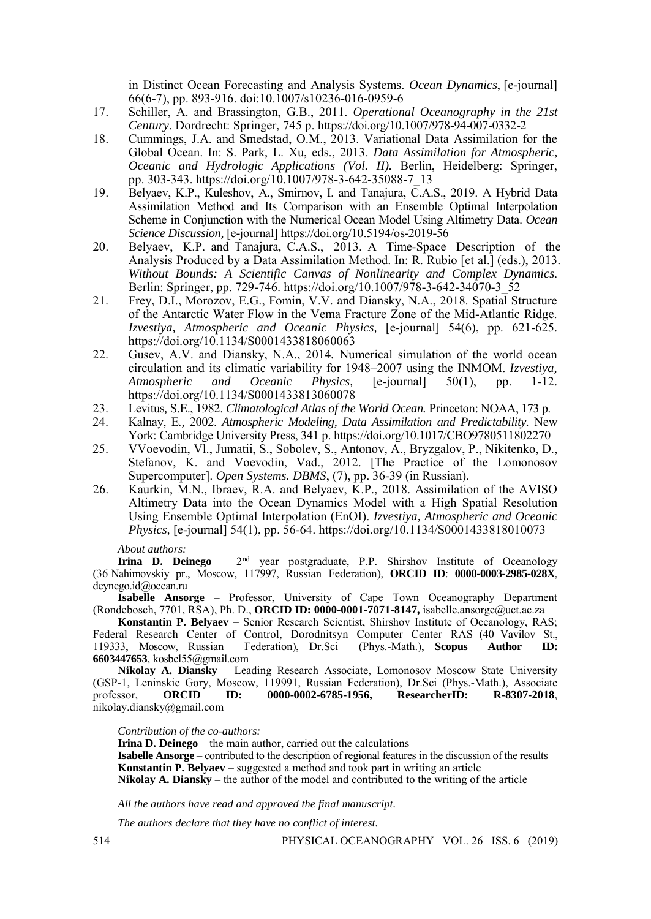in Distinct Ocean Forecasting and Analysis Systems. *Ocean Dynamics*, [e-journal] 66(6-7), pp. 893-916. doi:10.1007/s10236-016-0959-6

17. Schiller, A. and Brassington, G.B., 2011. *Operational Oceanography in the 21st Century*. Dordrecht: Springer, 745 p. https://doi.org/10.1007/978-94-007-0332-2
18. Cummings, J.A. and Smedstad, O.M., 2013. Variational Data Assimilation for the Global Ocean. In: S. Park, L. Xu, eds., 2013. *Data Assimilation for Atmospheric, Oceanic and Hydrologic Applications (Vol. II).* Berlin, Heidelberg: Springer, pp. 303-343. https://doi.org/10.1007/978-3-642-35088-7_13
19. Belyaev, K.P., Kuleshov, A., Smirnov, I. and Tanajura, C.A.S., 2019. A Hybrid Data Assimilation Method and Its Comparison with an Ensemble Optimal Interpolation Scheme in Conjunction with the Numerical Ocean Model Using Altimetry Data. *Ocean Science Discussion,* [e-journal] https://doi.org/10.5194/os-2019-56
20. Belyaev, K.P. and Tanajura, C.A.S., 2013. A Time-Space Description of the Analysis Produced by a Data Assimilation Method. In: R. Rubio [et al.] (eds.), 2013. *Without Bounds: A Scientific Canvas of Nonlinearity and Complex Dynamics*. Berlin: Springer, pp. 729-746. https://doi.org/10.1007/978-3-642-34070-3_52
21. Frey, D.I., Morozov, E.G., Fomin, V.V. and Diansky, N.A., 2018. Spatial Structure of the Antarctic Water Flow in the Vema Fracture Zone of the Mid-Atlantic Ridge. *Izvestiya, Atmospheric and Oceanic Physics,* [e-journal] 54(6), pp. 621-625. https://doi.org/10.1134/S0001433818060063
22. Gusev, A.V. and Diansky, N.A., 2014. Numerical simulation of the world ocean circulation and its climatic variability for 1948–2007 using the INMOM. *Izvestiya, Atmospheric and Oceanic Physics,* [e-journal] 50(1), pp. 1-12. https://doi.org/10.1134/S0001433813060078
23. Levitus, S.E., 1982. *Climatological Atlas of the World Ocean.* Princeton: NOAA, 173 p.
24. Kalnay, E., 2002. *Atmospheric Modeling, Data Assimilation and Predictability.* New York: Cambridge University Press, 341 p. https://doi.org/10.1017/CBO9780511802270
25. VVoevodin, Vl., Jumatii, S., Sobolev, S., Antonov, A., Bryzgalov, P., Nikitenko, D., Stefanov, K. and Voevodin, Vad., 2012. [The Practice of the Lomonosov Supercomputer]. *Open Systems. DBMS*, (7), pp. 36-39 (in Russian).
26. Kaurkin, M.N., Ibraev, R.A. and Belyaev, K.P., 2018. Assimilation of the AVISO Altimetry Data into the Ocean Dynamics Model with a High Spatial Resolution Using Ensemble Optimal Interpolation (EnOI). *Izvestiya, Atmospheric and Oceanic Physics,* [e-journal] 54(1), pp. 56-64. https://doi.org/10.1134/S0001433818010073

*About authors:*

**Irina D. Deinego** – 2nd year postgraduate, P.P. Shirshov Institute of Oceanology (36 Nahimovskiy pr., Moscow, 117997, Russian Federation), **ORCID ID**: **0000-0003-2985-028X**, deynego.id@ocean.ru

**Isabelle Ansorge** – Professor, University of Cape Town Oceanography Department (Rondebosch, 7701, RSA), Ph. D., **ORCID ID: 0000-0001-7071-8147,** isabelle.ansorge@uct.ac.za

**Konstantin P. Belyaev** – Senior Research Scientist, Shirshov Institute of Oceanology, RAS; Federal Research Center of Control, Dorodnitsyn Computer Center RAS (40 Vavilov St., 119333, Moscow, Russian Federation), Dr.Sci (Phys.-Math.), **Scopus Author ID: 6603447653**, kosbel55@gmail.com

**Nikolay A. Diansky** – Leading Research Associate, Lomonosov Moscow State University (GSP-1, Leninskie Gory, Moscow, 119991, Russian Federation), Dr.Sci (Phys.-Math.), Associate professor, **ORCID ID: 0000-0002-6785-1956, ResearcherID: R-8307-2018**, nikolay.diansky@gmail.com

*Contribution of the co-authors:*

**Irina D. Deinego** – the main author, carried out the calculations

**Isabelle Ansorge** – contributed to the description of regional features in the discussion of the results

**Konstantin P. Belyaev** – suggested a method and took part in writing an article

**Nikolay A. Diansky** – the author of the model and contributed to the writing of the article

*All the authors have read and approved the final manuscript.*

*The authors declare that they have no conflict of interest.*